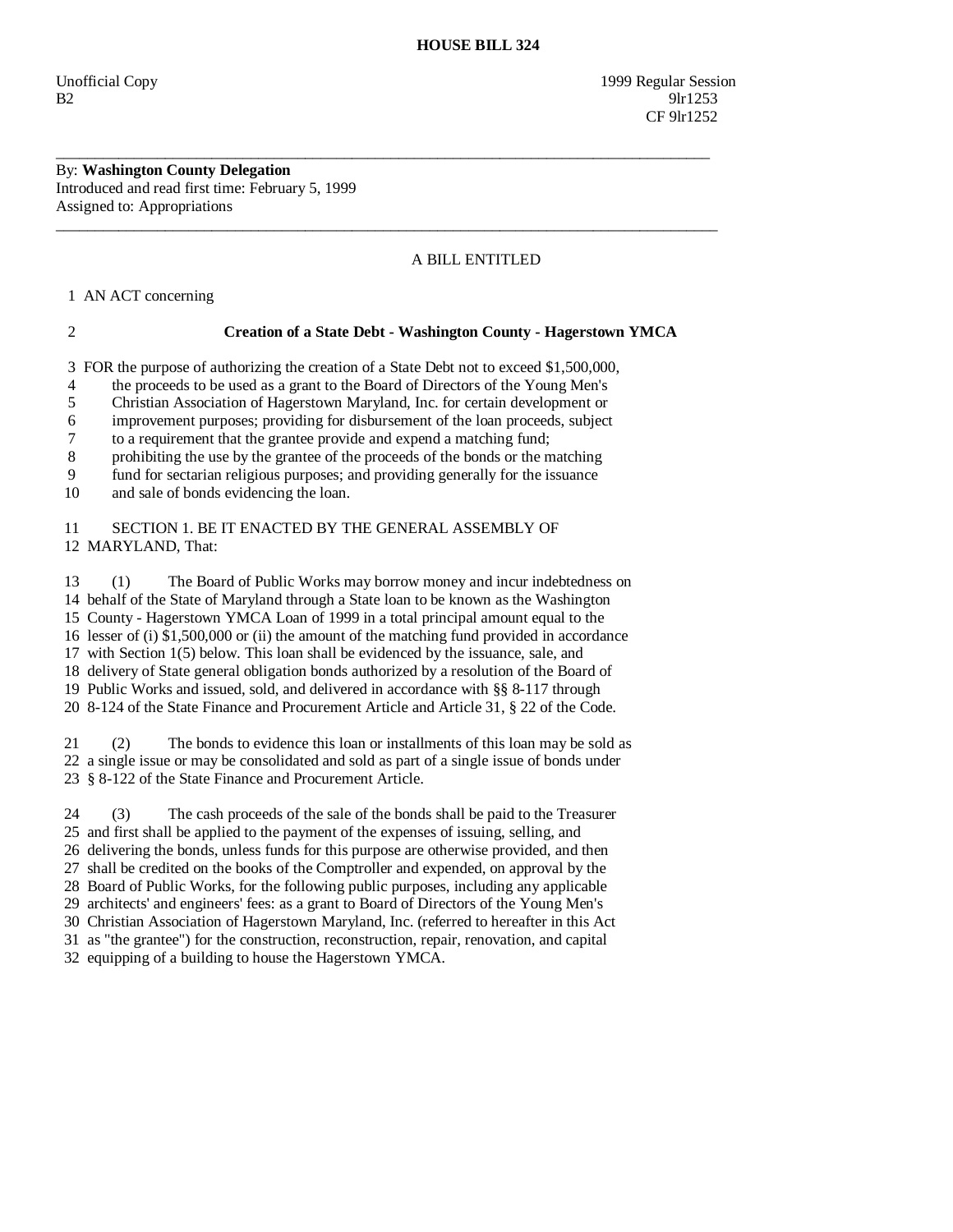# HOUSE BILL 324

Unofficial Copy 1999 Regular Session
B2 9lr1253
CF 9lr1252

---

By: **Washington County Delegation**
Introduced and read first time: February 5, 1999
Assigned to: Appropriations

---

A BILL ENTITLED

1 AN ACT concerning

2 **Creation of a State Debt - Washington County - Hagerstown YMCA**

3 FOR the purpose of authorizing the creation of a State Debt not to exceed $1,500,000,
4 the proceeds to be used as a grant to the Board of Directors of the Young Men's
5 Christian Association of Hagerstown Maryland, Inc. for certain development or
6 improvement purposes; providing for disbursement of the loan proceeds, subject
7 to a requirement that the grantee provide and expend a matching fund;
8 prohibiting the use by the grantee of the proceeds of the bonds or the matching
9 fund for sectarian religious purposes; and providing generally for the issuance
10 and sale of bonds evidencing the loan.

11 SECTION 1. BE IT ENACTED BY THE GENERAL ASSEMBLY OF
12 MARYLAND, That:

13 (1) The Board of Public Works may borrow money and incur indebtedness on
14 behalf of the State of Maryland through a State loan to be known as the Washington
15 County - Hagerstown YMCA Loan of 1999 in a total principal amount equal to the
16 lesser of (i) $1,500,000 or (ii) the amount of the matching fund provided in accordance
17 with Section 1(5) below. This loan shall be evidenced by the issuance, sale, and
18 delivery of State general obligation bonds authorized by a resolution of the Board of
19 Public Works and issued, sold, and delivered in accordance with §§ 8-117 through
20 8-124 of the State Finance and Procurement Article and Article 31, § 22 of the Code.

21 (2) The bonds to evidence this loan or installments of this loan may be sold as
22 a single issue or may be consolidated and sold as part of a single issue of bonds under
23 § 8-122 of the State Finance and Procurement Article.

24 (3) The cash proceeds of the sale of the bonds shall be paid to the Treasurer
25 and first shall be applied to the payment of the expenses of issuing, selling, and
26 delivering the bonds, unless funds for this purpose are otherwise provided, and then
27 shall be credited on the books of the Comptroller and expended, on approval by the
28 Board of Public Works, for the following public purposes, including any applicable
29 architects' and engineers' fees: as a grant to Board of Directors of the Young Men's
30 Christian Association of Hagerstown Maryland, Inc. (referred to hereafter in this Act
31 as "the grantee") for the construction, reconstruction, repair, renovation, and capital
32 equipping of a building to house the Hagerstown YMCA.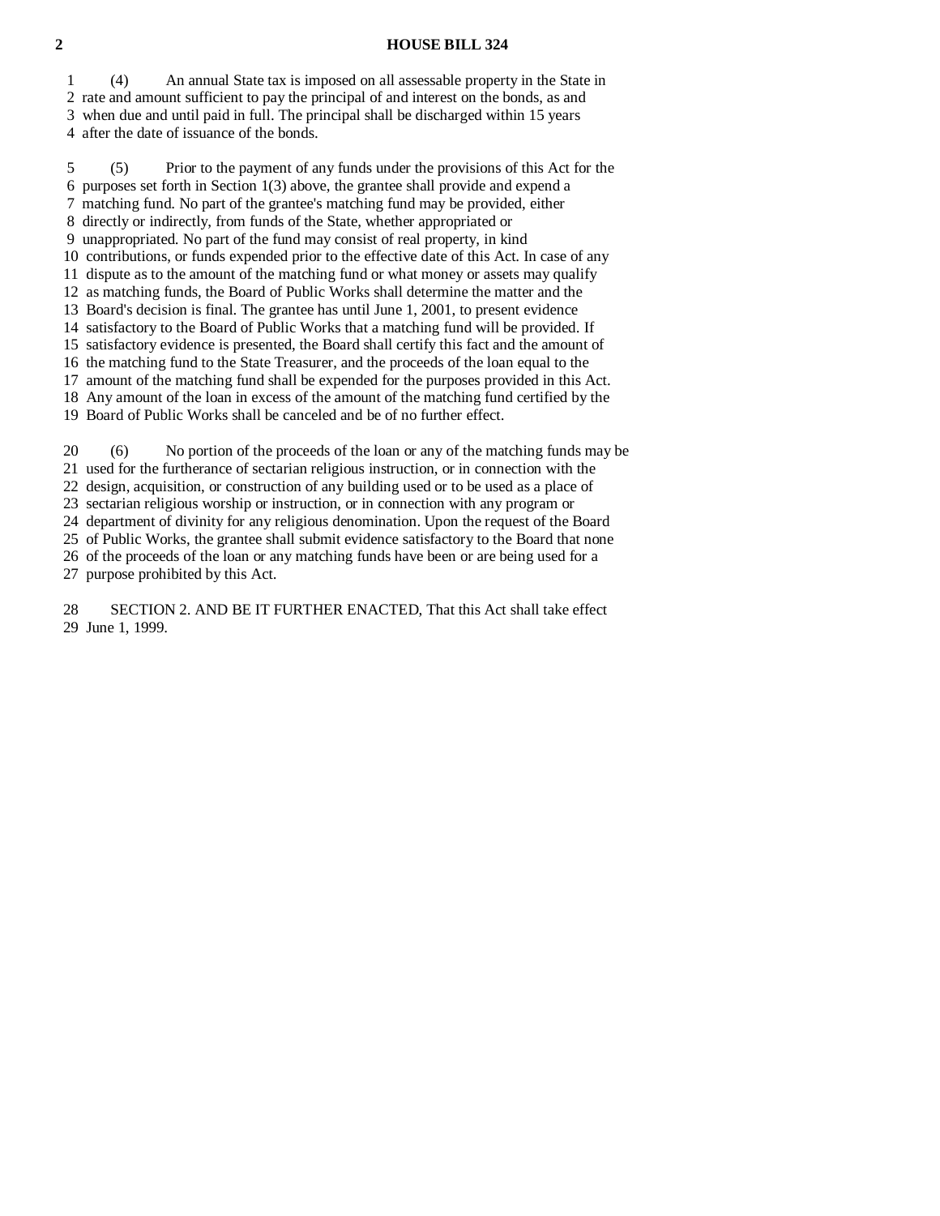(4) An annual State tax is imposed on all assessable property in the State in rate and amount sufficient to pay the principal of and interest on the bonds, as and when due and until paid in full. The principal shall be discharged within 15 years after the date of issuance of the bonds.

(5) Prior to the payment of any funds under the provisions of this Act for the purposes set forth in Section 1(3) above, the grantee shall provide and expend a matching fund. No part of the grantee's matching fund may be provided, either directly or indirectly, from funds of the State, whether appropriated or unappropriated. No part of the fund may consist of real property, in kind contributions, or funds expended prior to the effective date of this Act. In case of any dispute as to the amount of the matching fund or what money or assets may qualify as matching funds, the Board of Public Works shall determine the matter and the Board's decision is final. The grantee has until June 1, 2001, to present evidence satisfactory to the Board of Public Works that a matching fund will be provided. If satisfactory evidence is presented, the Board shall certify this fact and the amount of the matching fund to the State Treasurer, and the proceeds of the loan equal to the amount of the matching fund shall be expended for the purposes provided in this Act. Any amount of the loan in excess of the amount of the matching fund certified by the Board of Public Works shall be canceled and be of no further effect.

(6) No portion of the proceeds of the loan or any of the matching funds may be used for the furtherance of sectarian religious instruction, or in connection with the design, acquisition, or construction of any building used or to be used as a place of sectarian religious worship or instruction, or in connection with any program or department of divinity for any religious denomination. Upon the request of the Board of Public Works, the grantee shall submit evidence satisfactory to the Board that none of the proceeds of the loan or any matching funds have been or are being used for a purpose prohibited by this Act.

SECTION 2. AND BE IT FURTHER ENACTED, That this Act shall take effect June 1, 1999.